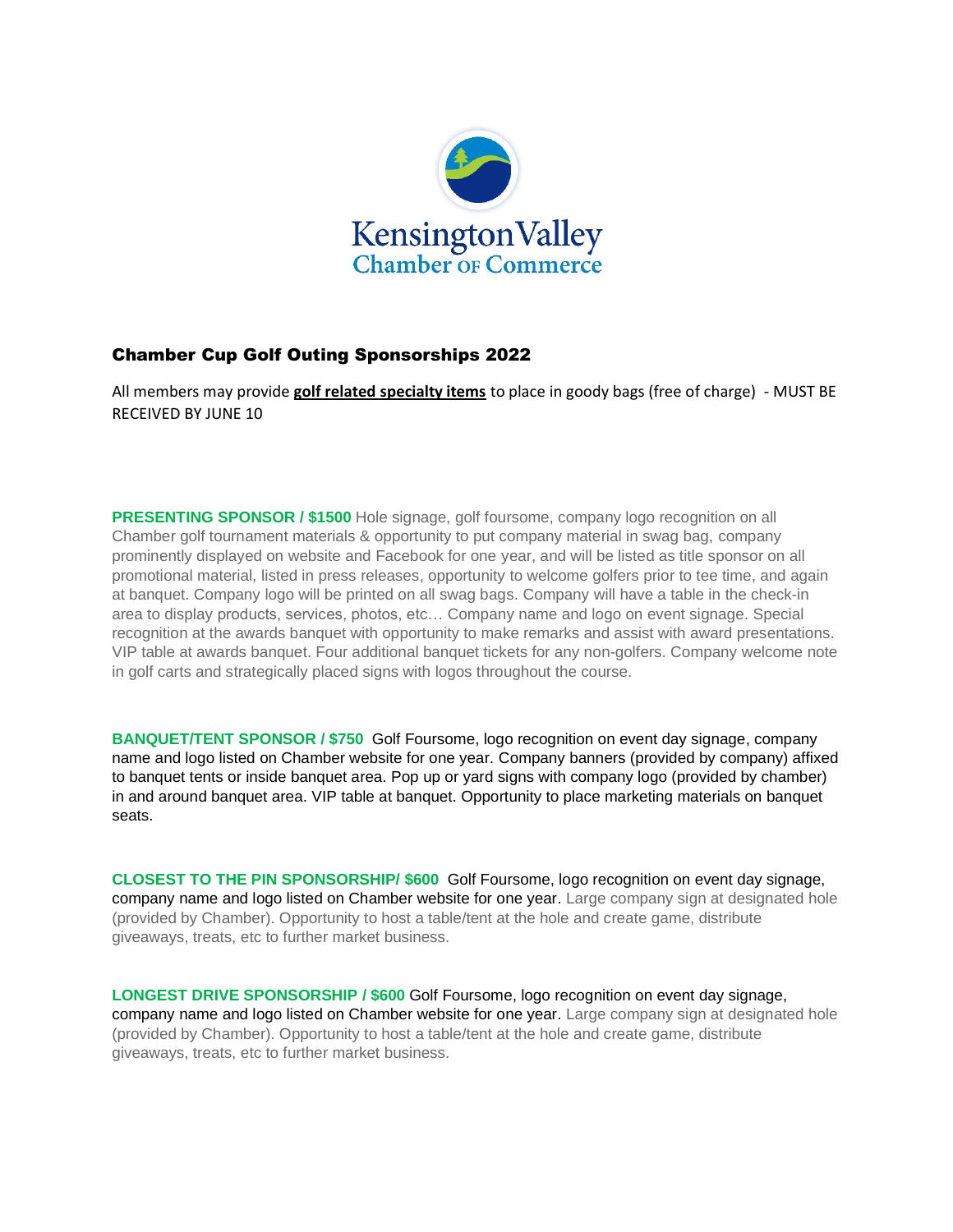Kensington Valley
Chamber of Commerce

## Chamber Cup Golf Outing Sponsorships 2022

All members may provide **golf related specialty items** to place in goody bags (free of charge) - MUST BE RECEIVED BY JUNE 10

**PRESENTING SPONSOR / $1500** Hole signage, golf foursome, company logo recognition on all Chamber golf tournament materials & opportunity to put company material in swag bag, company prominently displayed on website and Facebook for one year, and will be listed as title sponsor on all promotional material, listed in press releases, opportunity to welcome golfers prior to tee time, and again at banquet. Company logo will be printed on all swag bags. Company will have a table in the check-in area to display products, services, photos, etc… Company name and logo on event signage. Special recognition at the awards banquet with opportunity to make remarks and assist with award presentations. VIP table at awards banquet. Four additional banquet tickets for any non-golfers. Company welcome note in golf carts and strategically placed signs with logos throughout the course.

**BANQUET/TENT SPONSOR / $750** Golf Foursome, logo recognition on event day signage, company name and logo listed on Chamber website for one year. Company banners (provided by company) affixed to banquet tents or inside banquet area. Pop up or yard signs with company logo (provided by chamber) in and around banquet area. VIP table at banquet. Opportunity to place marketing materials on banquet seats.

**CLOSEST TO THE PIN SPONSORSHIP/ $600** Golf Foursome, logo recognition on event day signage, company name and logo listed on Chamber website for one year. Large company sign at designated hole (provided by Chamber). Opportunity to host a table/tent at the hole and create game, distribute giveaways, treats, etc to further market business.

**LONGEST DRIVE SPONSORSHIP / $600** Golf Foursome, logo recognition on event day signage, company name and logo listed on Chamber website for one year. Large company sign at designated hole (provided by Chamber). Opportunity to host a table/tent at the hole and create game, distribute giveaways, treats, etc to further market business.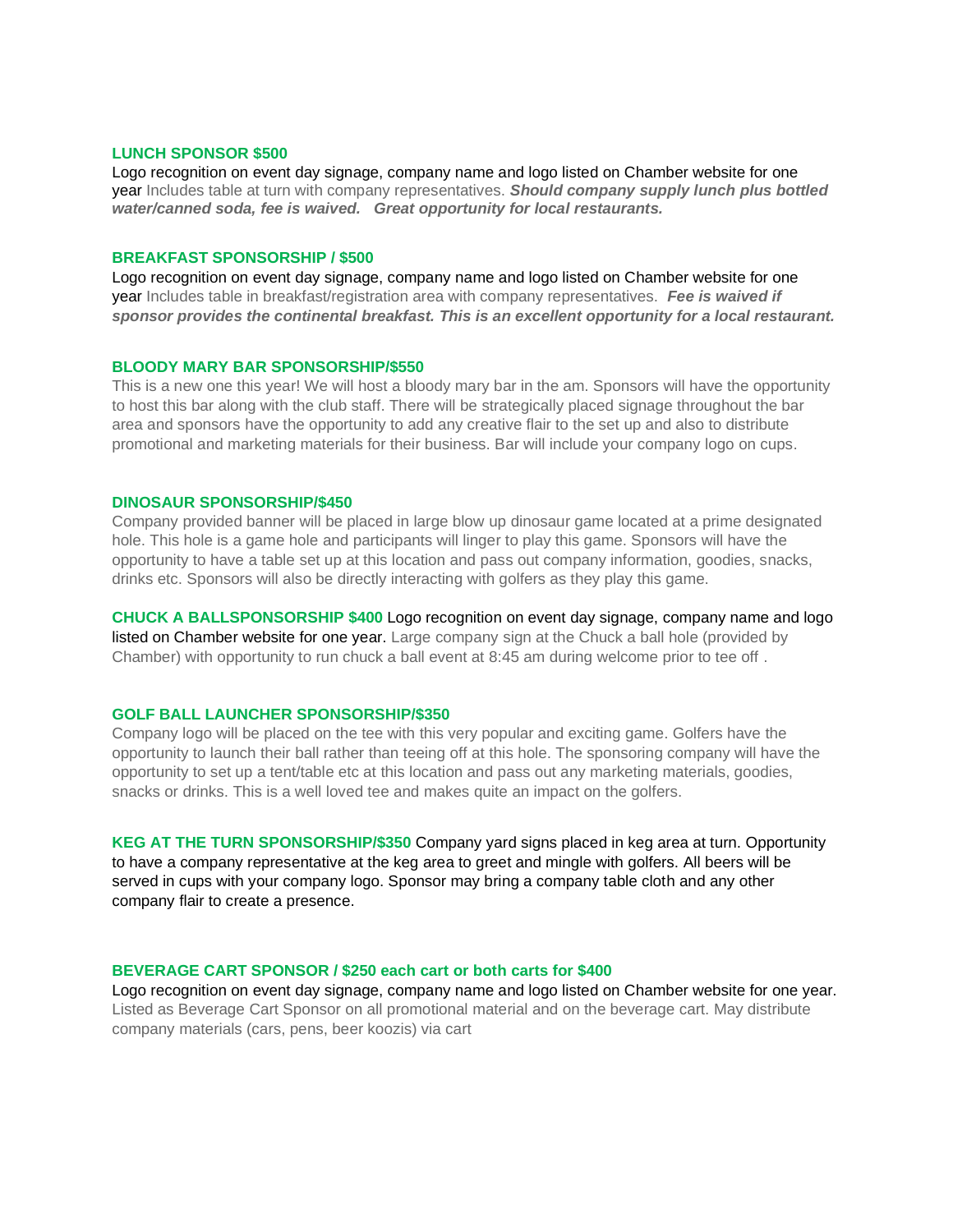**LUNCH SPONSOR $500**
Logo recognition on event day signage, company name and logo listed on Chamber website for one year Includes table at turn with company representatives. ***Should company supply lunch plus bottled water/canned soda, fee is waived. Great opportunity for local restaurants.***

**BREAKFAST SPONSORSHIP / $500**
Logo recognition on event day signage, company name and logo listed on Chamber website for one year Includes table in breakfast/registration area with company representatives. ***Fee is waived if sponsor provides the continental breakfast. This is an excellent opportunity for a local restaurant.***

**BLOODY MARY BAR SPONSORSHIP/$550**
This is a new one this year! We will host a bloody mary bar in the am. Sponsors will have the opportunity to host this bar along with the club staff. There will be strategically placed signage throughout the bar area and sponsors have the opportunity to add any creative flair to the set up and also to distribute promotional and marketing materials for their business. Bar will include your company logo on cups.

**DINOSAUR SPONSORSHIP/$450**
Company provided banner will be placed in large blow up dinosaur game located at a prime designated hole. This hole is a game hole and participants will linger to play this game. Sponsors will have the opportunity to have a table set up at this location and pass out company information, goodies, snacks, drinks etc. Sponsors will also be directly interacting with golfers as they play this game.

**CHUCK A BALLSPONSORSHIP $400** Logo recognition on event day signage, company name and logo listed on Chamber website for one year. Large company sign at the Chuck a ball hole (provided by Chamber) with opportunity to run chuck a ball event at 8:45 am during welcome prior to tee off .

**GOLF BALL LAUNCHER SPONSORSHIP/$350**
Company logo will be placed on the tee with this very popular and exciting game. Golfers have the opportunity to launch their ball rather than teeing off at this hole. The sponsoring company will have the opportunity to set up a tent/table etc at this location and pass out any marketing materials, goodies, snacks or drinks. This is a well loved tee and makes quite an impact on the golfers.

**KEG AT THE TURN SPONSORSHIP/$350** Company yard signs placed in keg area at turn. Opportunity to have a company representative at the keg area to greet and mingle with golfers. All beers will be served in cups with your company logo. Sponsor may bring a company table cloth and any other company flair to create a presence.

**BEVERAGE CART SPONSOR / $250 each cart or both carts for $400**
Logo recognition on event day signage, company name and logo listed on Chamber website for one year. Listed as Beverage Cart Sponsor on all promotional material and on the beverage cart. May distribute company materials (cars, pens, beer koozis) via cart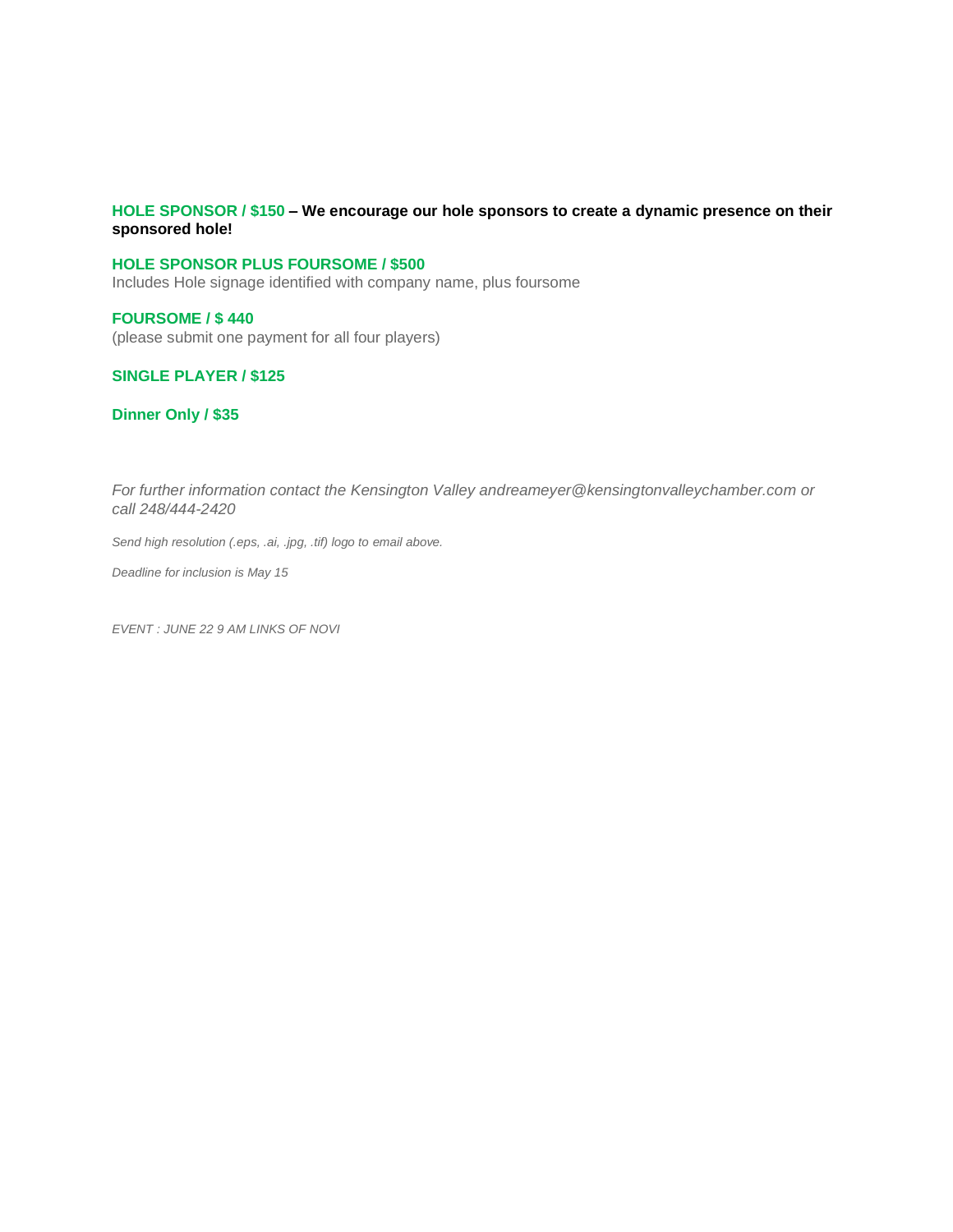**HOLE SPONSOR / $150 – We encourage our hole sponsors to create a dynamic presence on their sponsored hole!**

**HOLE SPONSOR PLUS FOURSOME / $500**
Includes Hole signage identified with company name, plus foursome

**FOURSOME / $ 440**
(please submit one payment for all four players)

**SINGLE PLAYER / $125**

**Dinner Only / $35**

*For further information contact the Kensington Valley andreameyer@kensingtonvalleychamber.com or call 248/444-2420*

*Send high resolution (.eps, .ai, .jpg, .tif) logo to email above.*

*Deadline for inclusion is May 15*

*EVENT : JUNE 22 9 AM LINKS OF NOVI*